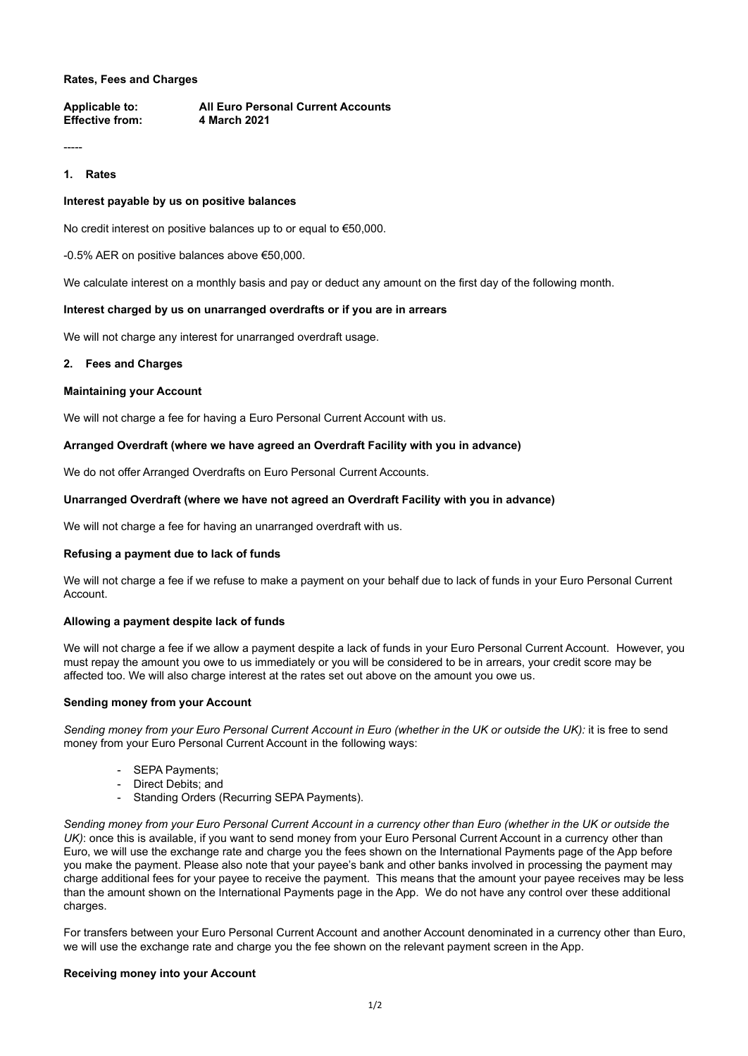**Rates, Fees and Charges**

**Applicable to:** **All Euro Personal Current Accounts**
**Effective from:** **4 March 2021**

-----

## 1. Rates

**Interest payable by us on positive balances**

No credit interest on positive balances up to or equal to €50,000.

-0.5% AER on positive balances above €50,000.

We calculate interest on a monthly basis and pay or deduct any amount on the first day of the following month.

**Interest charged by us on unarranged overdrafts or if you are in arrears**

We will not charge any interest for unarranged overdraft usage.

## 2. Fees and Charges

**Maintaining your Account**

We will not charge a fee for having a Euro Personal Current Account with us.

**Arranged Overdraft (where we have agreed an Overdraft Facility with you in advance)**

We do not offer Arranged Overdrafts on Euro Personal Current Accounts.

**Unarranged Overdraft (where we have not agreed an Overdraft Facility with you in advance)**

We will not charge a fee for having an unarranged overdraft with us.

**Refusing a payment due to lack of funds**

We will not charge a fee if we refuse to make a payment on your behalf due to lack of funds in your Euro Personal Current Account.

**Allowing a payment despite lack of funds**

We will not charge a fee if we allow a payment despite a lack of funds in your Euro Personal Current Account. However, you must repay the amount you owe to us immediately or you will be considered to be in arrears, your credit score may be affected too. We will also charge interest at the rates set out above on the amount you owe us.

**Sending money from your Account**

*Sending money from your Euro Personal Current Account in Euro (whether in the UK or outside the UK):* it is free to send money from your Euro Personal Current Account in the following ways:

- SEPA Payments;
- Direct Debits; and
- Standing Orders (Recurring SEPA Payments).

*Sending money from your Euro Personal Current Account in a currency other than Euro (whether in the UK or outside the UK)*: once this is available, if you want to send money from your Euro Personal Current Account in a currency other than Euro, we will use the exchange rate and charge you the fees shown on the International Payments page of the App before you make the payment. Please also note that your payee's bank and other banks involved in processing the payment may charge additional fees for your payee to receive the payment. This means that the amount your payee receives may be less than the amount shown on the International Payments page in the App. We do not have any control over these additional charges.

For transfers between your Euro Personal Current Account and another Account denominated in a currency other than Euro, we will use the exchange rate and charge you the fee shown on the relevant payment screen in the App.

**Receiving money into your Account**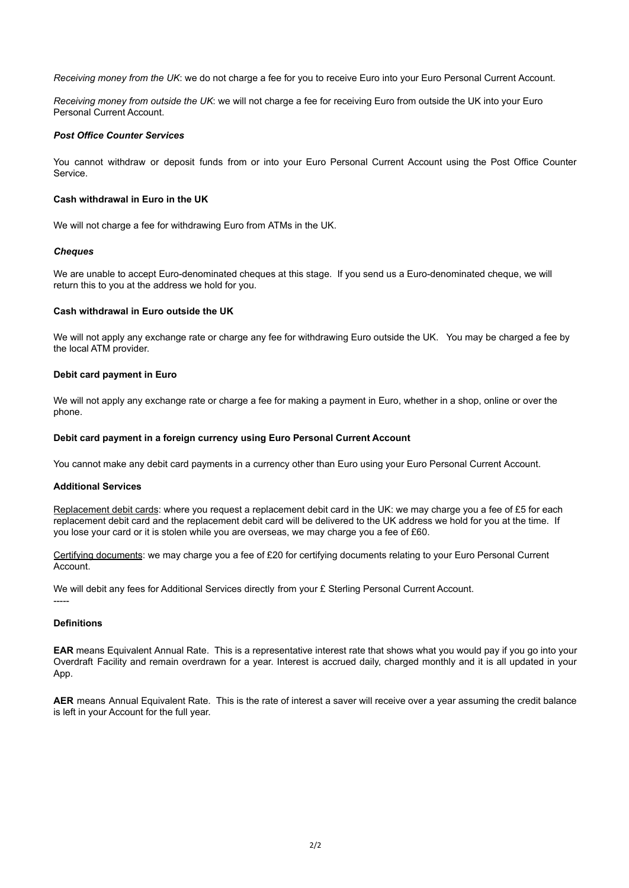*Receiving money from the UK*: we do not charge a fee for you to receive Euro into your Euro Personal Current Account.

*Receiving money from outside the UK*: we will not charge a fee for receiving Euro from outside the UK into your Euro Personal Current Account.

***Post Office Counter Services***

You cannot withdraw or deposit funds from or into your Euro Personal Current Account using the Post Office Counter Service.

**Cash withdrawal in Euro in the UK**

We will not charge a fee for withdrawing Euro from ATMs in the UK.

***Cheques***

We are unable to accept Euro-denominated cheques at this stage. If you send us a Euro-denominated cheque, we will return this to you at the address we hold for you.

**Cash withdrawal in Euro outside the UK**

We will not apply any exchange rate or charge any fee for withdrawing Euro outside the UK. You may be charged a fee by the local ATM provider.

**Debit card payment in Euro**

We will not apply any exchange rate or charge a fee for making a payment in Euro, whether in a shop, online or over the phone.

**Debit card payment in a foreign currency using Euro Personal Current Account**

You cannot make any debit card payments in a currency other than Euro using your Euro Personal Current Account.

**Additional Services**

<u>Replacement debit cards</u>: where you request a replacement debit card in the UK: we may charge you a fee of £5 for each replacement debit card and the replacement debit card will be delivered to the UK address we hold for you at the time. If you lose your card or it is stolen while you are overseas, we may charge you a fee of £60.

<u>Certifying documents</u>: we may charge you a fee of £20 for certifying documents relating to your Euro Personal Current Account.

We will debit any fees for Additional Services directly from your £ Sterling Personal Current Account.

-----

**Definitions**

**EAR** means Equivalent Annual Rate. This is a representative interest rate that shows what you would pay if you go into your Overdraft Facility and remain overdrawn for a year. Interest is accrued daily, charged monthly and it is all updated in your App.

**AER** means Annual Equivalent Rate. This is the rate of interest a saver will receive over a year assuming the credit balance is left in your Account for the full year.